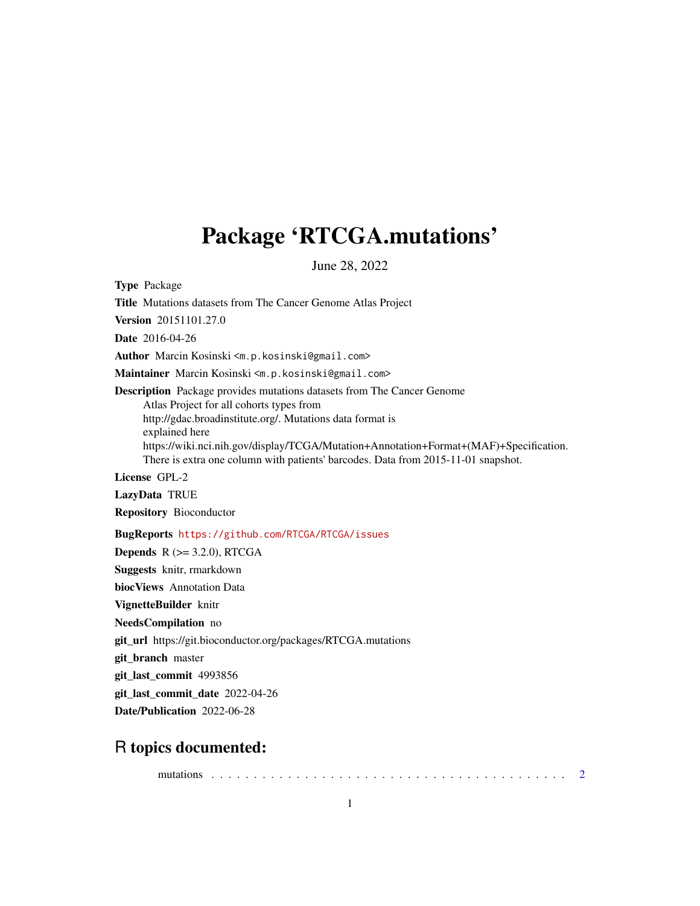# Package 'RTCGA.mutations'

June 28, 2022

**Type** Package

**Title** Mutations datasets from The Cancer Genome Atlas Project

**Version** 20151101.27.0

**Date** 2016-04-26

**Author** Marcin Kosinski <m.p.kosinski@gmail.com>

**Maintainer** Marcin Kosinski <m.p.kosinski@gmail.com>

**Description** Package provides mutations datasets from The Cancer Genome Atlas Project for all cohorts types from http://gdac.broadinstitute.org/. Mutations data format is explained here https://wiki.nci.nih.gov/display/TCGA/Mutation+Annotation+Format+(MAF)+Specification. There is extra one column with patients' barcodes. Data from 2015-11-01 snapshot.

**License** GPL-2

**LazyData** TRUE

**Repository** Bioconductor

**BugReports** https://github.com/RTCGA/RTCGA/issues

**Depends** R (>= 3.2.0), RTCGA

**Suggests** knitr, rmarkdown

**biocViews** Annotation Data

**VignetteBuilder** knitr

**NeedsCompilation** no

**git_url** https://git.bioconductor.org/packages/RTCGA.mutations

**git_branch** master

**git_last_commit** 4993856

**git_last_commit_date** 2022-04-26

**Date/Publication** 2022-06-28

## R topics documented:

mutations . . . . . . . . . . . . . . . . . . . . . . . . . . . . . . . . . . . . . . . . . 2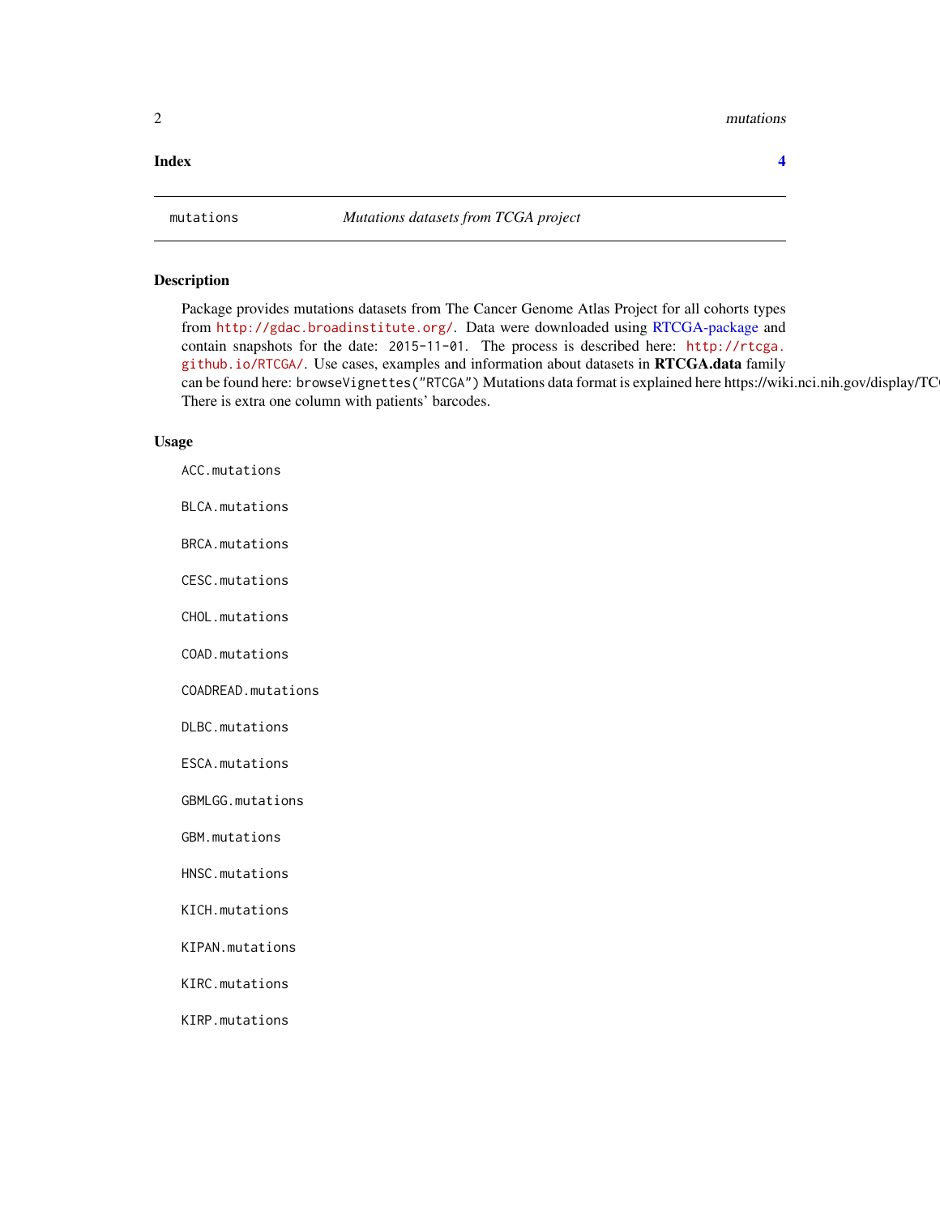**Index** **4**

---

mutations *Mutations datasets from TCGA project*

---

## Description

Package provides mutations datasets from The Cancer Genome Atlas Project for all cohorts types from http://gdac.broadinstitute.org/. Data were downloaded using RTCGA-package and contain snapshots for the date: `2015-11-01`. The process is described here: http://rtcga.github.io/RTCGA/. Use cases, examples and information about datasets in **RTCGA.data** family can be found here: `browseVignettes("RTCGA")` Mutations data format is explained here https://wiki.nci.nih.gov/display/TC
There is extra one column with patients' barcodes.

## Usage

```
ACC.mutations

BLCA.mutations

BRCA.mutations

CESC.mutations

CHOL.mutations

COAD.mutations

COADREAD.mutations

DLBC.mutations

ESCA.mutations

GBMLGG.mutations

GBM.mutations

HNSC.mutations

KICH.mutations

KIPAN.mutations

KIRC.mutations

KIRP.mutations
```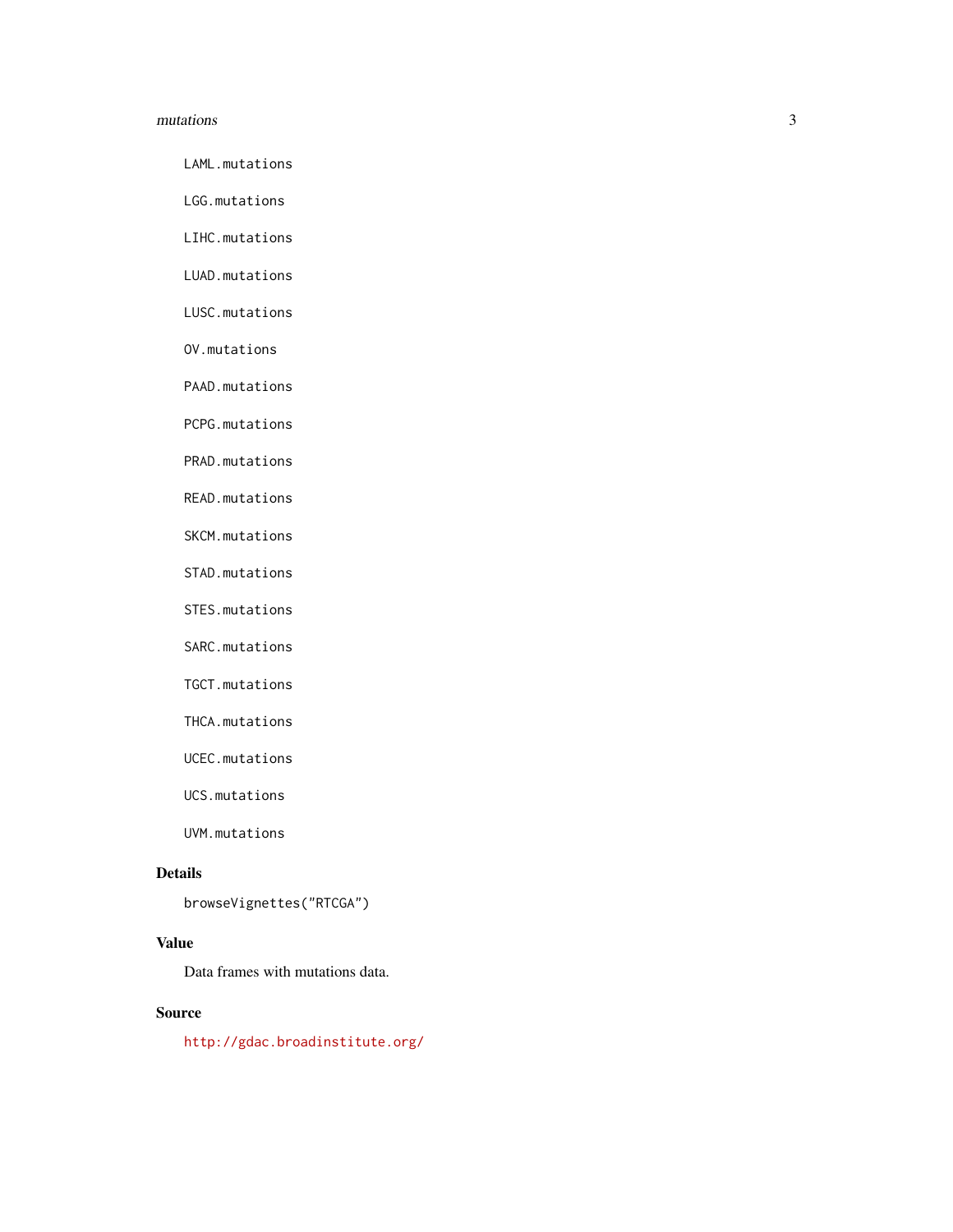LAML.mutations

LGG.mutations

LIHC.mutations

LUAD.mutations

LUSC.mutations

OV.mutations

PAAD.mutations

PCPG.mutations

PRAD.mutations

READ.mutations

SKCM.mutations

STAD.mutations

STES.mutations

SARC.mutations

TGCT.mutations

THCA.mutations

UCEC.mutations

UCS.mutations

UVM.mutations

## Details

browseVignettes("RTCGA")

## Value

Data frames with mutations data.

## Source

http://gdac.broadinstitute.org/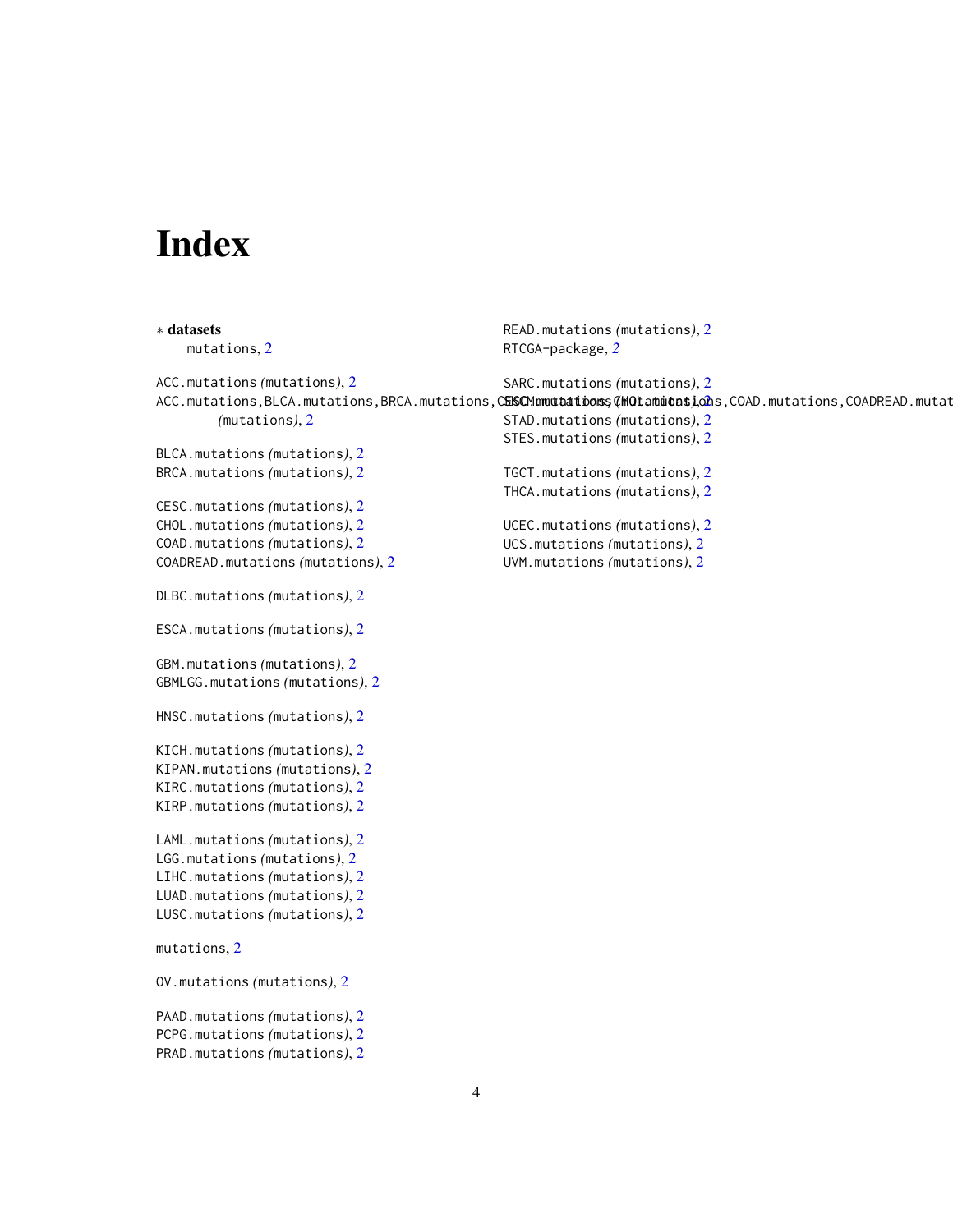# Index

∗ **datasets**
    mutations, 2

ACC.mutations *(mutations)*, 2
ACC.mutations,BLCA.mutations,BRCA.mutations,CESC.mutations,CHOL.mutations,COAD.mutations,COADREAD.mutat
        *(mutations)*, 2

BLCA.mutations *(mutations)*, 2
BRCA.mutations *(mutations)*, 2

CESC.mutations *(mutations)*, 2
CHOL.mutations *(mutations)*, 2
COAD.mutations *(mutations)*, 2
COADREAD.mutations *(mutations)*, 2

DLBC.mutations *(mutations)*, 2

ESCA.mutations *(mutations)*, 2

GBM.mutations *(mutations)*, 2
GBMLGG.mutations *(mutations)*, 2

HNSC.mutations *(mutations)*, 2

KICH.mutations *(mutations)*, 2
KIPAN.mutations *(mutations)*, 2
KIRC.mutations *(mutations)*, 2
KIRP.mutations *(mutations)*, 2

LAML.mutations *(mutations)*, 2
LGG.mutations *(mutations)*, 2
LIHC.mutations *(mutations)*, 2
LUAD.mutations *(mutations)*, 2
LUSC.mutations *(mutations)*, 2

mutations, 2

OV.mutations *(mutations)*, 2

PAAD.mutations *(mutations)*, 2
PCPG.mutations *(mutations)*, 2
PRAD.mutations *(mutations)*, 2

READ.mutations *(mutations)*, 2
RTCGA-package, *2*

SARC.mutations *(mutations)*, 2
SKCM.mutations *(mutations)*, 2
STAD.mutations *(mutations)*, 2
STES.mutations *(mutations)*, 2

TGCT.mutations *(mutations)*, 2
THCA.mutations *(mutations)*, 2

UCEC.mutations *(mutations)*, 2
UCS.mutations *(mutations)*, 2
UVM.mutations *(mutations)*, 2